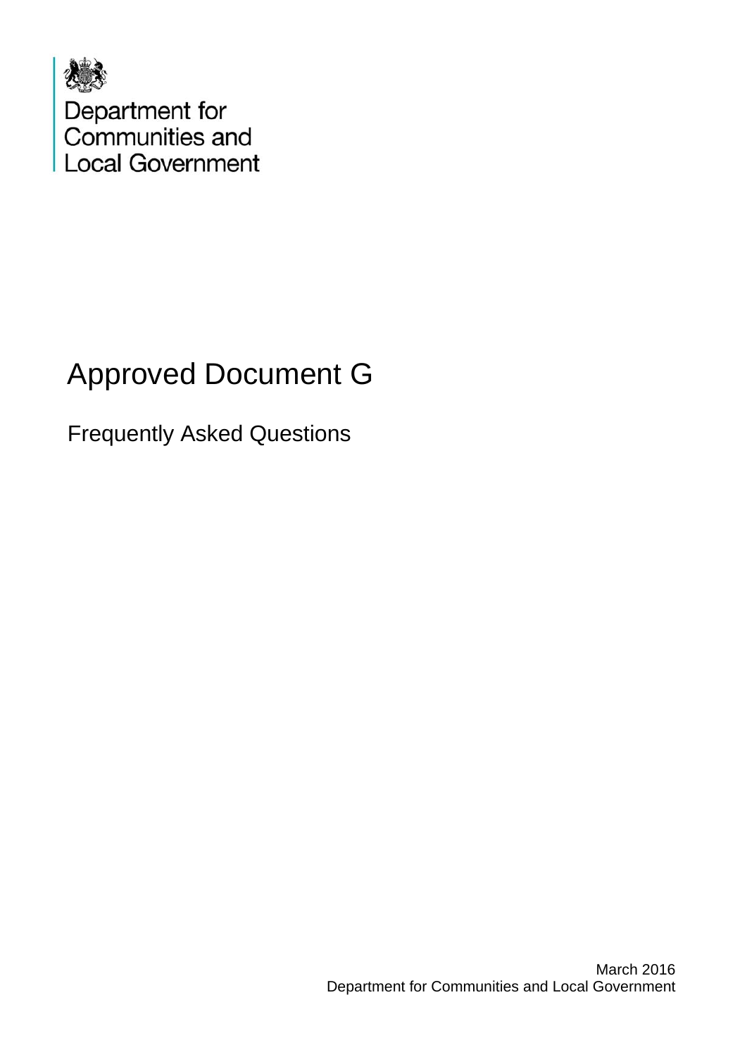Department for
Communities and
Local Government

# Approved Document G

## Frequently Asked Questions

March 2016
Department for Communities and Local Government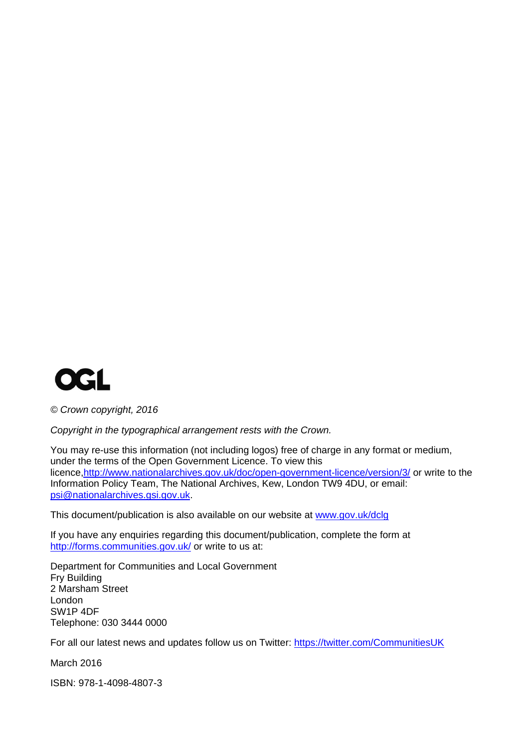OGL

*© Crown copyright, 2016*

*Copyright in the typographical arrangement rests with the Crown.*

You may re-use this information (not including logos) free of charge in any format or medium, under the terms of the Open Government Licence. To view this licence, http://www.nationalarchives.gov.uk/doc/open-government-licence/version/3/ or write to the Information Policy Team, The National Archives, Kew, London TW9 4DU, or email: psi@nationalarchives.gsi.gov.uk.

This document/publication is also available on our website at www.gov.uk/dclg

If you have any enquiries regarding this document/publication, complete the form at http://forms.communities.gov.uk/ or write to us at:

Department for Communities and Local Government
Fry Building
2 Marsham Street
London
SW1P 4DF
Telephone: 030 3444 0000

For all our latest news and updates follow us on Twitter: https://twitter.com/CommunitiesUK

March 2016

ISBN: 978-1-4098-4807-3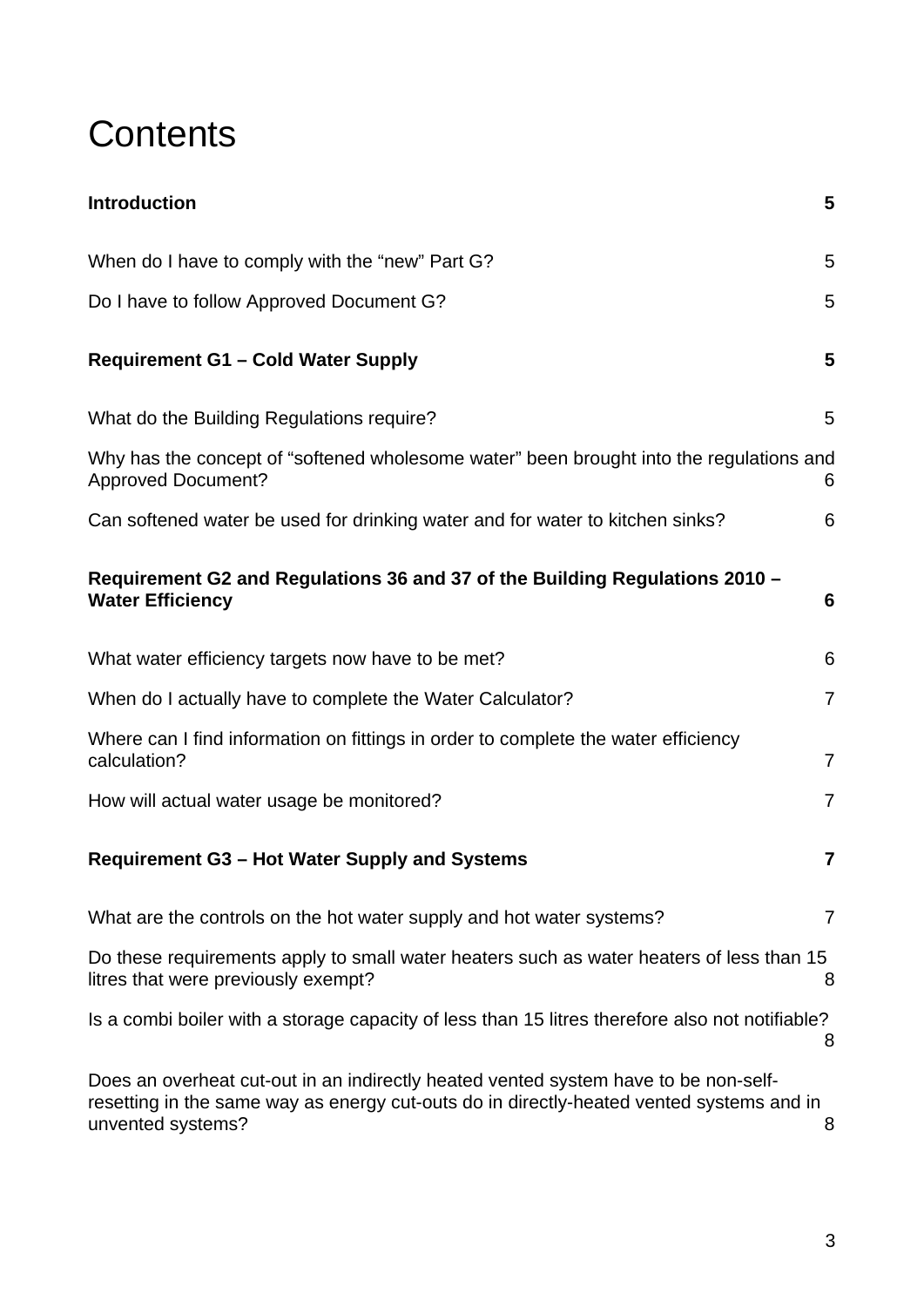# Contents

| | |
|---|---|
| **Introduction** | **5** |
| When do I have to comply with the "new" Part G? | 5 |
| Do I have to follow Approved Document G? | 5 |
| **Requirement G1 – Cold Water Supply** | **5** |
| What do the Building Regulations require? | 5 |
| Why has the concept of "softened wholesome water" been brought into the regulations and Approved Document? | 6 |
| Can softened water be used for drinking water and for water to kitchen sinks? | 6 |
| **Requirement G2 and Regulations 36 and 37 of the Building Regulations 2010 – Water Efficiency** | **6** |
| What water efficiency targets now have to be met? | 6 |
| When do I actually have to complete the Water Calculator? | 7 |
| Where can I find information on fittings in order to complete the water efficiency calculation? | 7 |
| How will actual water usage be monitored? | 7 |
| **Requirement G3 – Hot Water Supply and Systems** | **7** |
| What are the controls on the hot water supply and hot water systems? | 7 |
| Do these requirements apply to small water heaters such as water heaters of less than 15 litres that were previously exempt? | 8 |
| Is a combi boiler with a storage capacity of less than 15 litres therefore also not notifiable? | 8 |
| Does an overheat cut-out in an indirectly heated vented system have to be non-self-resetting in the same way as energy cut-outs do in directly-heated vented systems and in unvented systems? | 8 |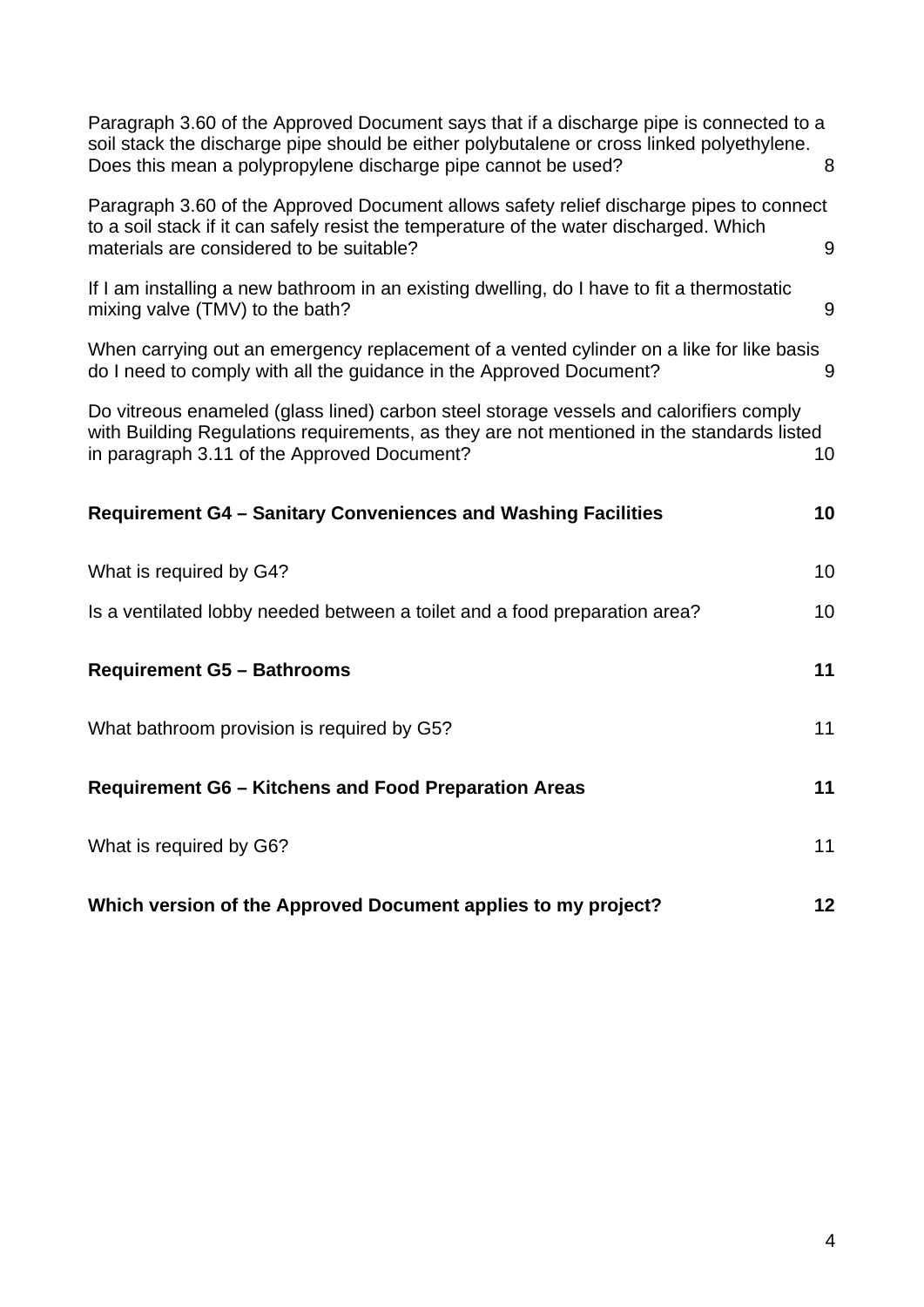Paragraph 3.60 of the Approved Document says that if a discharge pipe is connected to a soil stack the discharge pipe should be either polybutalene or cross linked polyethylene. Does this mean a polypropylene discharge pipe cannot be used? 8

Paragraph 3.60 of the Approved Document allows safety relief discharge pipes to connect to a soil stack if it can safely resist the temperature of the water discharged. Which materials are considered to be suitable? 9

If I am installing a new bathroom in an existing dwelling, do I have to fit a thermostatic mixing valve (TMV) to the bath? 9

When carrying out an emergency replacement of a vented cylinder on a like for like basis do I need to comply with all the guidance in the Approved Document? 9

Do vitreous enameled (glass lined) carbon steel storage vessels and calorifiers comply with Building Regulations requirements, as they are not mentioned in the standards listed in paragraph 3.11 of the Approved Document? 10

**Requirement G4 – Sanitary Conveniences and Washing Facilities 10**

What is required by G4? 10

Is a ventilated lobby needed between a toilet and a food preparation area? 10

**Requirement G5 – Bathrooms 11**

What bathroom provision is required by G5? 11

**Requirement G6 – Kitchens and Food Preparation Areas 11**

What is required by G6? 11

**Which version of the Approved Document applies to my project? 12**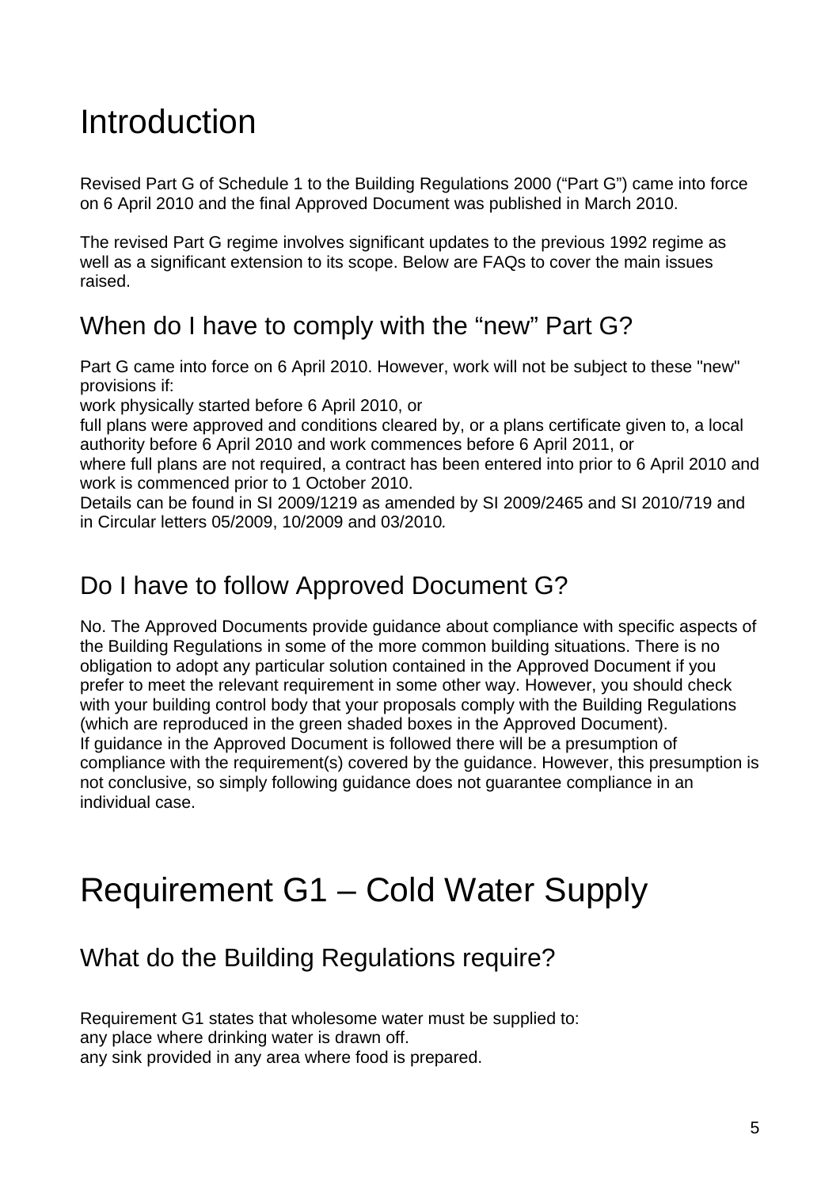# Introduction

Revised Part G of Schedule 1 to the Building Regulations 2000 ("Part G") came into force on 6 April 2010 and the final Approved Document was published in March 2010.

The revised Part G regime involves significant updates to the previous 1992 regime as well as a significant extension to its scope. Below are FAQs to cover the main issues raised.

## When do I have to comply with the "new" Part G?

Part G came into force on 6 April 2010. However, work will not be subject to these "new" provisions if:

work physically started before 6 April 2010, or

full plans were approved and conditions cleared by, or a plans certificate given to, a local authority before 6 April 2010 and work commences before 6 April 2011, or

where full plans are not required, a contract has been entered into prior to 6 April 2010 and work is commenced prior to 1 October 2010.

Details can be found in SI 2009/1219 as amended by SI 2009/2465 and SI 2010/719 and in Circular letters 05/2009, 10/2009 and 03/2010*.*

## Do I have to follow Approved Document G?

No. The Approved Documents provide guidance about compliance with specific aspects of the Building Regulations in some of the more common building situations. There is no obligation to adopt any particular solution contained in the Approved Document if you prefer to meet the relevant requirement in some other way. However, you should check with your building control body that your proposals comply with the Building Regulations (which are reproduced in the green shaded boxes in the Approved Document).

If guidance in the Approved Document is followed there will be a presumption of compliance with the requirement(s) covered by the guidance. However, this presumption is not conclusive, so simply following guidance does not guarantee compliance in an individual case.

# Requirement G1 – Cold Water Supply

## What do the Building Regulations require?

Requirement G1 states that wholesome water must be supplied to:

any place where drinking water is drawn off.

any sink provided in any area where food is prepared.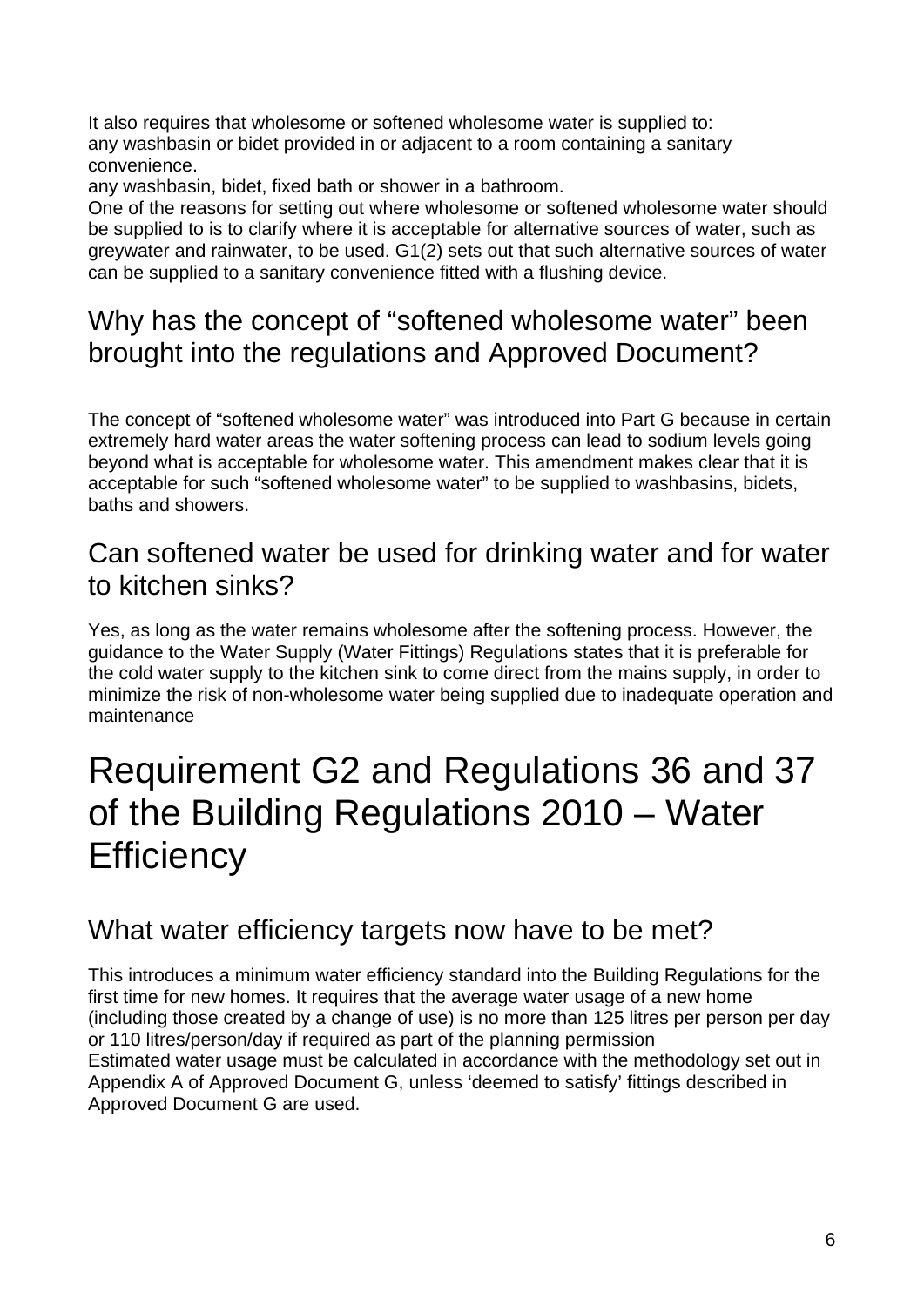It also requires that wholesome or softened wholesome water is supplied to:
any washbasin or bidet provided in or adjacent to a room containing a sanitary convenience.
any washbasin, bidet, fixed bath or shower in a bathroom.
One of the reasons for setting out where wholesome or softened wholesome water should be supplied to is to clarify where it is acceptable for alternative sources of water, such as greywater and rainwater, to be used. G1(2) sets out that such alternative sources of water can be supplied to a sanitary convenience fitted with a flushing device.

## Why has the concept of "softened wholesome water" been brought into the regulations and Approved Document?

The concept of "softened wholesome water" was introduced into Part G because in certain extremely hard water areas the water softening process can lead to sodium levels going beyond what is acceptable for wholesome water. This amendment makes clear that it is acceptable for such "softened wholesome water" to be supplied to washbasins, bidets, baths and showers.

## Can softened water be used for drinking water and for water to kitchen sinks?

Yes, as long as the water remains wholesome after the softening process. However, the guidance to the Water Supply (Water Fittings) Regulations states that it is preferable for the cold water supply to the kitchen sink to come direct from the mains supply, in order to minimize the risk of non-wholesome water being supplied due to inadequate operation and maintenance

# Requirement G2 and Regulations 36 and 37 of the Building Regulations 2010 – Water Efficiency

## What water efficiency targets now have to be met?

This introduces a minimum water efficiency standard into the Building Regulations for the first time for new homes. It requires that the average water usage of a new home (including those created by a change of use) is no more than 125 litres per person per day or 110 litres/person/day if required as part of the planning permission
Estimated water usage must be calculated in accordance with the methodology set out in Appendix A of Approved Document G, unless 'deemed to satisfy' fittings described in Approved Document G are used.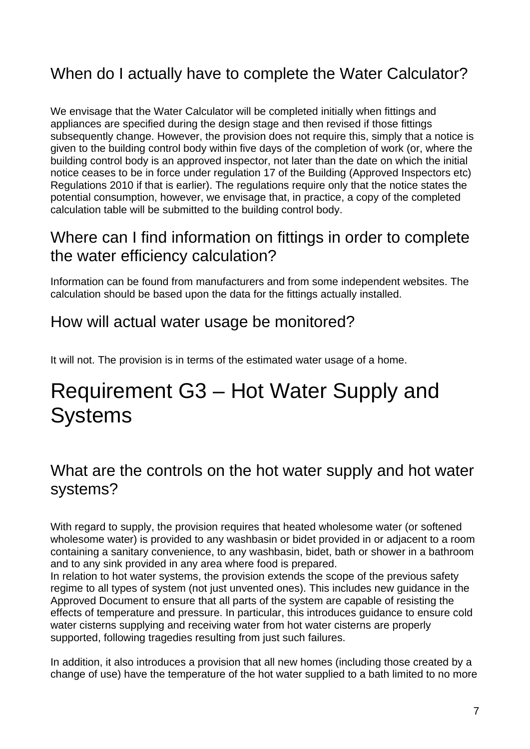## When do I actually have to complete the Water Calculator?

We envisage that the Water Calculator will be completed initially when fittings and appliances are specified during the design stage and then revised if those fittings subsequently change. However, the provision does not require this, simply that a notice is given to the building control body within five days of the completion of work (or, where the building control body is an approved inspector, not later than the date on which the initial notice ceases to be in force under regulation 17 of the Building (Approved Inspectors etc) Regulations 2010 if that is earlier). The regulations require only that the notice states the potential consumption, however, we envisage that, in practice, a copy of the completed calculation table will be submitted to the building control body.

## Where can I find information on fittings in order to complete the water efficiency calculation?

Information can be found from manufacturers and from some independent websites. The calculation should be based upon the data for the fittings actually installed.

## How will actual water usage be monitored?

It will not. The provision is in terms of the estimated water usage of a home.

# Requirement G3 – Hot Water Supply and Systems

## What are the controls on the hot water supply and hot water systems?

With regard to supply, the provision requires that heated wholesome water (or softened wholesome water) is provided to any washbasin or bidet provided in or adjacent to a room containing a sanitary convenience, to any washbasin, bidet, bath or shower in a bathroom and to any sink provided in any area where food is prepared.

In relation to hot water systems, the provision extends the scope of the previous safety regime to all types of system (not just unvented ones). This includes new guidance in the Approved Document to ensure that all parts of the system are capable of resisting the effects of temperature and pressure. In particular, this introduces guidance to ensure cold water cisterns supplying and receiving water from hot water cisterns are properly supported, following tragedies resulting from just such failures.

In addition, it also introduces a provision that all new homes (including those created by a change of use) have the temperature of the hot water supplied to a bath limited to no more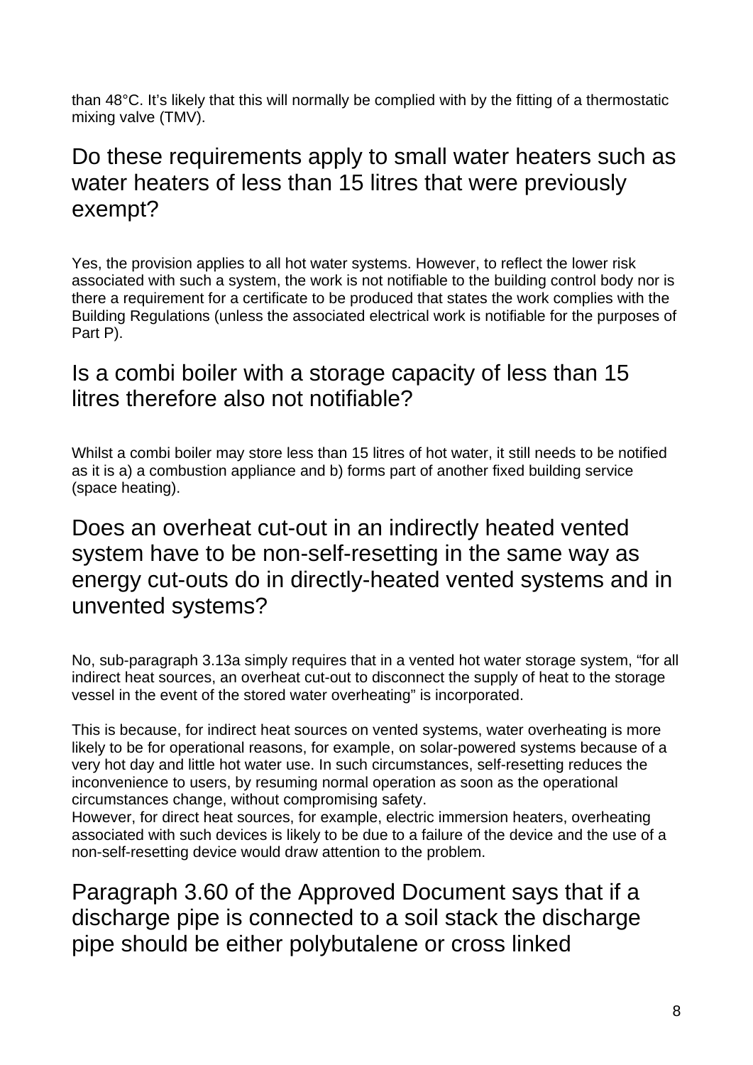than 48°C. It's likely that this will normally be complied with by the fitting of a thermostatic mixing valve (TMV).

## Do these requirements apply to small water heaters such as water heaters of less than 15 litres that were previously exempt?

Yes, the provision applies to all hot water systems. However, to reflect the lower risk associated with such a system, the work is not notifiable to the building control body nor is there a requirement for a certificate to be produced that states the work complies with the Building Regulations (unless the associated electrical work is notifiable for the purposes of Part P).

## Is a combi boiler with a storage capacity of less than 15 litres therefore also not notifiable?

Whilst a combi boiler may store less than 15 litres of hot water, it still needs to be notified as it is a) a combustion appliance and b) forms part of another fixed building service (space heating).

## Does an overheat cut-out in an indirectly heated vented system have to be non-self-resetting in the same way as energy cut-outs do in directly-heated vented systems and in unvented systems?

No, sub-paragraph 3.13a simply requires that in a vented hot water storage system, "for all indirect heat sources, an overheat cut-out to disconnect the supply of heat to the storage vessel in the event of the stored water overheating" is incorporated.

This is because, for indirect heat sources on vented systems, water overheating is more likely to be for operational reasons, for example, on solar-powered systems because of a very hot day and little hot water use. In such circumstances, self-resetting reduces the inconvenience to users, by resuming normal operation as soon as the operational circumstances change, without compromising safety.
However, for direct heat sources, for example, electric immersion heaters, overheating associated with such devices is likely to be due to a failure of the device and the use of a non-self-resetting device would draw attention to the problem.

## Paragraph 3.60 of the Approved Document says that if a discharge pipe is connected to a soil stack the discharge pipe should be either polybutalene or cross linked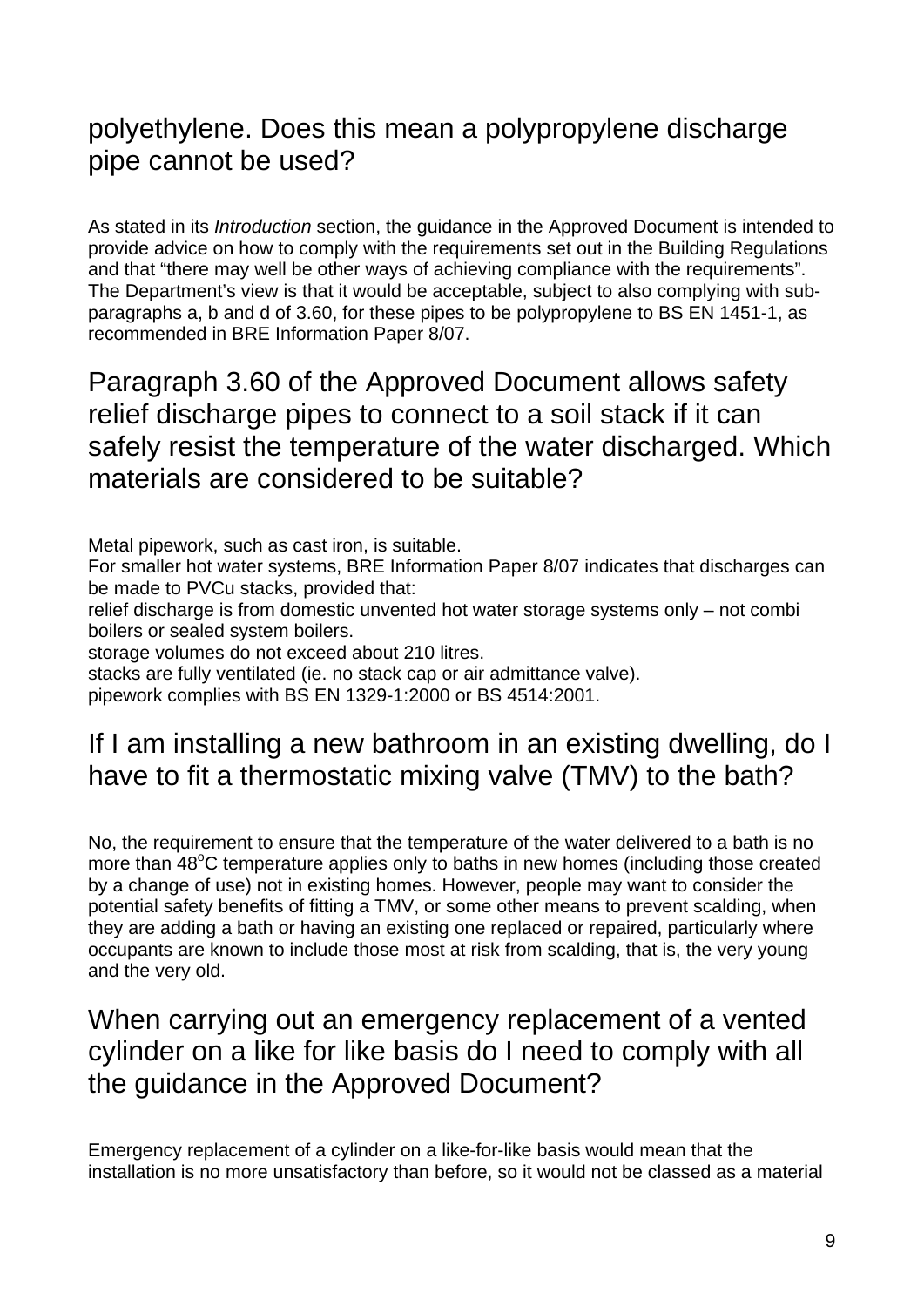## polyethylene. Does this mean a polypropylene discharge pipe cannot be used?

As stated in its *Introduction* section, the guidance in the Approved Document is intended to provide advice on how to comply with the requirements set out in the Building Regulations and that "there may well be other ways of achieving compliance with the requirements". The Department's view is that it would be acceptable, subject to also complying with sub-paragraphs a, b and d of 3.60, for these pipes to be polypropylene to BS EN 1451-1, as recommended in BRE Information Paper 8/07.

## Paragraph 3.60 of the Approved Document allows safety relief discharge pipes to connect to a soil stack if it can safely resist the temperature of the water discharged. Which materials are considered to be suitable?

Metal pipework, such as cast iron, is suitable.

For smaller hot water systems, BRE Information Paper 8/07 indicates that discharges can be made to PVCu stacks, provided that:

relief discharge is from domestic unvented hot water storage systems only – not combi boilers or sealed system boilers.

storage volumes do not exceed about 210 litres.

stacks are fully ventilated (ie. no stack cap or air admittance valve).

pipework complies with BS EN 1329-1:2000 or BS 4514:2001.

## If I am installing a new bathroom in an existing dwelling, do I have to fit a thermostatic mixing valve (TMV) to the bath?

No, the requirement to ensure that the temperature of the water delivered to a bath is no more than 48°C temperature applies only to baths in new homes (including those created by a change of use) not in existing homes. However, people may want to consider the potential safety benefits of fitting a TMV, or some other means to prevent scalding, when they are adding a bath or having an existing one replaced or repaired, particularly where occupants are known to include those most at risk from scalding, that is, the very young and the very old.

## When carrying out an emergency replacement of a vented cylinder on a like for like basis do I need to comply with all the guidance in the Approved Document?

Emergency replacement of a cylinder on a like-for-like basis would mean that the installation is no more unsatisfactory than before, so it would not be classed as a material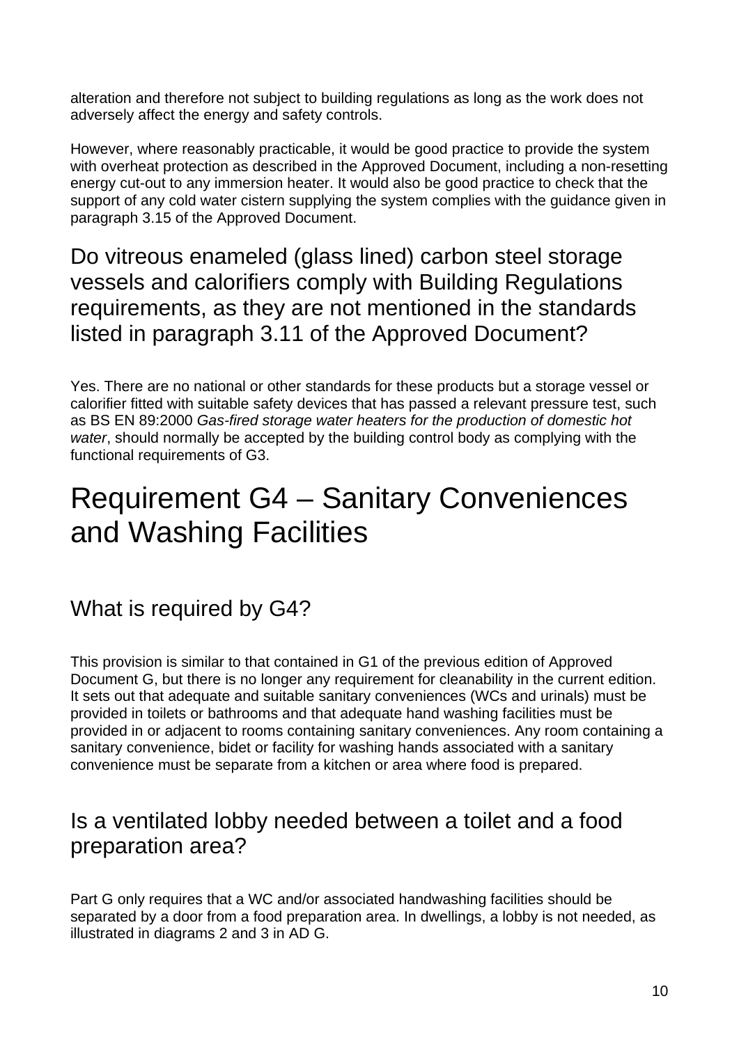alteration and therefore not subject to building regulations as long as the work does not adversely affect the energy and safety controls.

However, where reasonably practicable, it would be good practice to provide the system with overheat protection as described in the Approved Document, including a non-resetting energy cut-out to any immersion heater. It would also be good practice to check that the support of any cold water cistern supplying the system complies with the guidance given in paragraph 3.15 of the Approved Document.

## Do vitreous enameled (glass lined) carbon steel storage vessels and calorifiers comply with Building Regulations requirements, as they are not mentioned in the standards listed in paragraph 3.11 of the Approved Document?

Yes. There are no national or other standards for these products but a storage vessel or calorifier fitted with suitable safety devices that has passed a relevant pressure test, such as BS EN 89:2000 *Gas-fired storage water heaters for the production of domestic hot water*, should normally be accepted by the building control body as complying with the functional requirements of G3.

# Requirement G4 – Sanitary Conveniences and Washing Facilities

## What is required by G4?

This provision is similar to that contained in G1 of the previous edition of Approved Document G, but there is no longer any requirement for cleanability in the current edition. It sets out that adequate and suitable sanitary conveniences (WCs and urinals) must be provided in toilets or bathrooms and that adequate hand washing facilities must be provided in or adjacent to rooms containing sanitary conveniences. Any room containing a sanitary convenience, bidet or facility for washing hands associated with a sanitary convenience must be separate from a kitchen or area where food is prepared.

## Is a ventilated lobby needed between a toilet and a food preparation area?

Part G only requires that a WC and/or associated handwashing facilities should be separated by a door from a food preparation area. In dwellings, a lobby is not needed, as illustrated in diagrams 2 and 3 in AD G.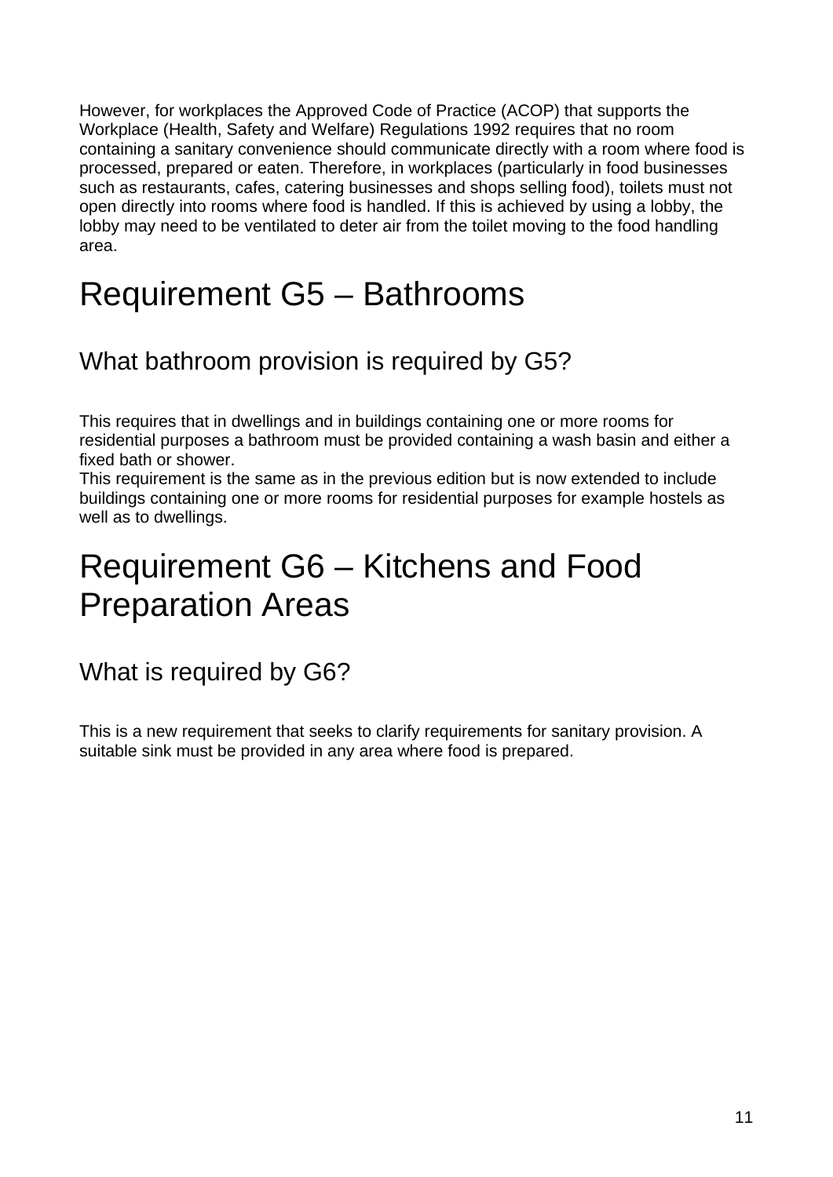However, for workplaces the Approved Code of Practice (ACOP) that supports the Workplace (Health, Safety and Welfare) Regulations 1992 requires that no room containing a sanitary convenience should communicate directly with a room where food is processed, prepared or eaten. Therefore, in workplaces (particularly in food businesses such as restaurants, cafes, catering businesses and shops selling food), toilets must not open directly into rooms where food is handled. If this is achieved by using a lobby, the lobby may need to be ventilated to deter air from the toilet moving to the food handling area.

# Requirement G5 – Bathrooms

## What bathroom provision is required by G5?

This requires that in dwellings and in buildings containing one or more rooms for residential purposes a bathroom must be provided containing a wash basin and either a fixed bath or shower.
This requirement is the same as in the previous edition but is now extended to include buildings containing one or more rooms for residential purposes for example hostels as well as to dwellings.

# Requirement G6 – Kitchens and Food Preparation Areas

## What is required by G6?

This is a new requirement that seeks to clarify requirements for sanitary provision. A suitable sink must be provided in any area where food is prepared.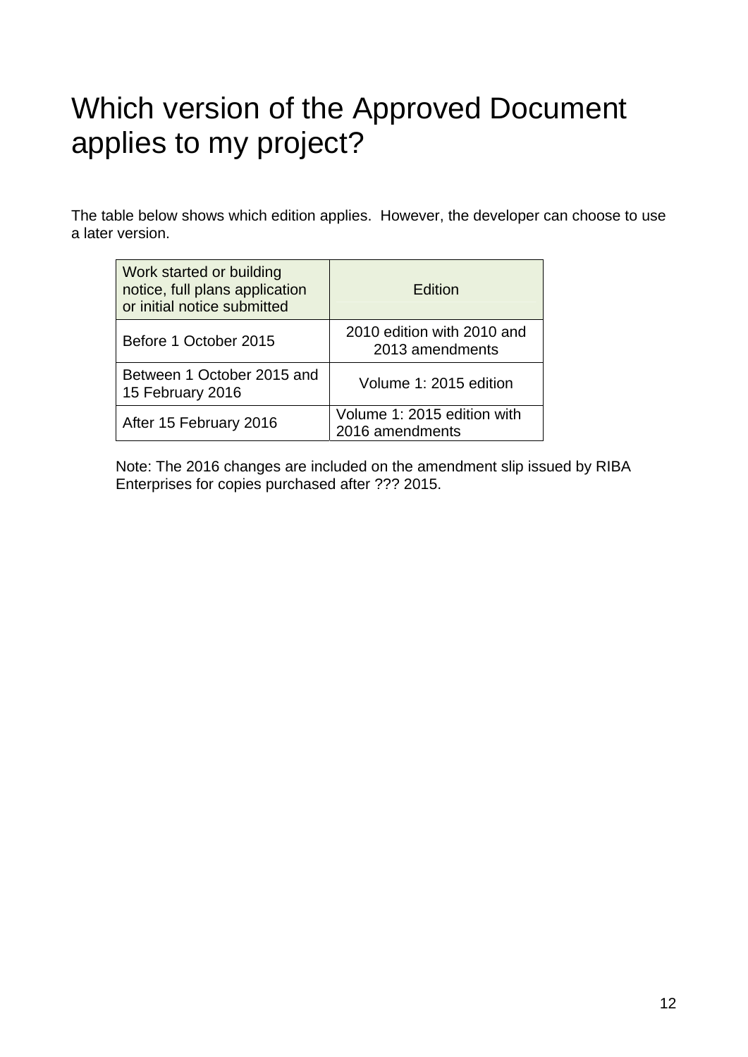# Which version of the Approved Document applies to my project?

The table below shows which edition applies. However, the developer can choose to use a later version.

| Work started or building notice, full plans application or initial notice submitted | Edition |
|---|---|
| Before 1 October 2015 | 2010 edition with 2010 and 2013 amendments |
| Between 1 October 2015 and 15 February 2016 | Volume 1: 2015 edition |
| After 15 February 2016 | Volume 1: 2015 edition with 2016 amendments |

Note: The 2016 changes are included on the amendment slip issued by RIBA Enterprises for copies purchased after ??? 2015.